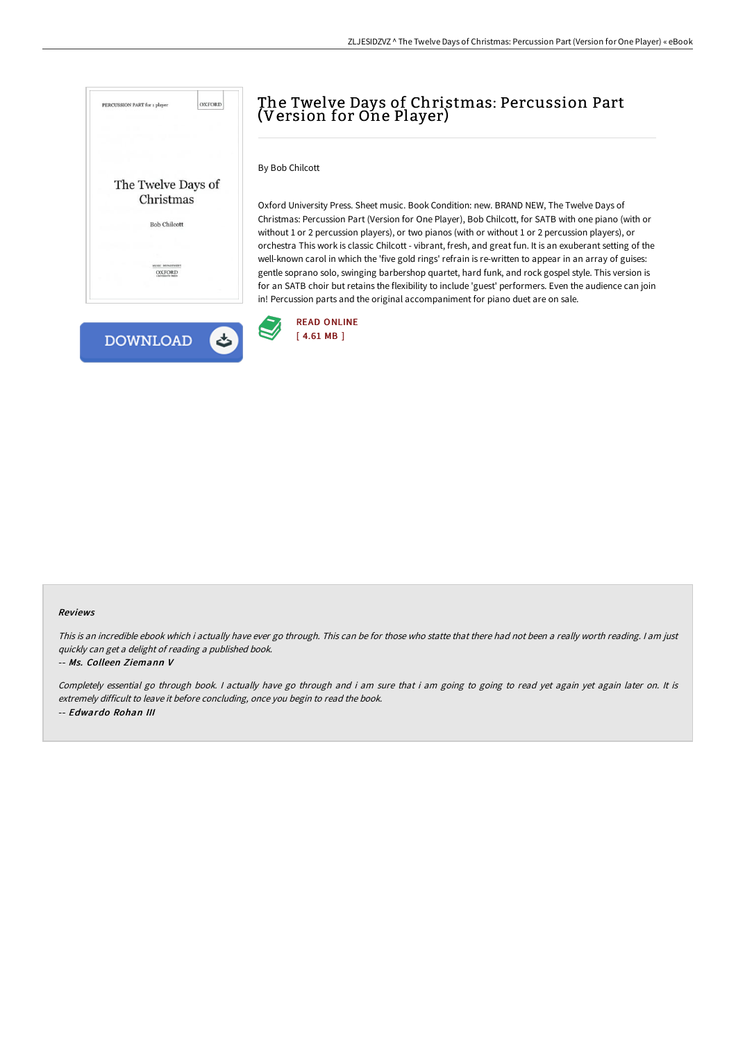# The Twelve Days of Christmas: Percussion Part (Version for One Player)

By Bob Chilcott

Oxford University Press. Sheet music. Book Condition: new. BRAND NEW, The Twelve Days of Christmas: Percussion Part (Version for One Player), Bob Chilcott, for SATB with one piano (with or without 1 or 2 percussion players), or two pianos (with or without 1 or 2 percussion players), or orchestra This work is classic Chilcott - vibrant, fresh, and great fun. It is an exuberant setting of the well-known carol in which the 'five gold rings' refrain is re-written to appear in an array of guises: gentle soprano solo, swinging barbershop quartet, hard funk, and rock gospel style. This version is for an SATB choir but retains the flexibility to include 'guest' performers. Even the audience can join in! Percussion parts and the original accompaniment for piano duet are on sale.

DOWNLOAD

READ ONLINE
[ 4.61 MB ]

#### Reviews

*This is an incredible ebook which i actually have ever go through. This can be for those who statte that there had not been a really worth reading. I am just quickly can get a delight of reading a published book.*

-- ***Ms. Colleen Ziemann V***

*Completely essential go through book. I actually have go through and i am sure that i am going to going to read yet again yet again later on. It is extremely difficult to leave it before concluding, once you begin to read the book.*

-- ***Edwardo Rohan III***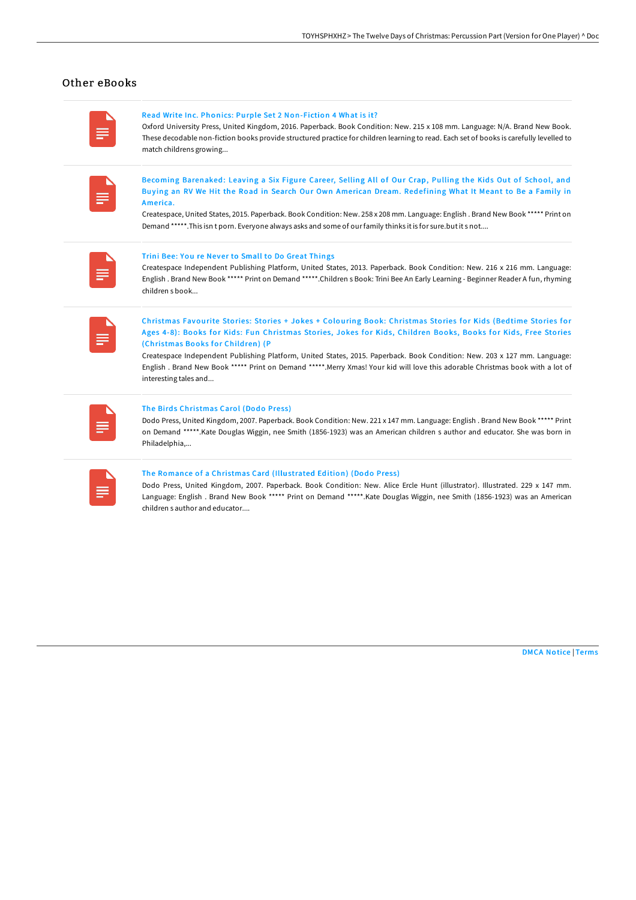## Other eBooks

### Read Write Inc. Phonics: Purple Set 2 Non-Fiction 4 What is it?

Oxford University Press, United Kingdom, 2016. Paperback. Book Condition: New. 215 x 108 mm. Language: N/A. Brand New Book. These decodable non-fiction books provide structured practice for children learning to read. Each set of books is carefully levelled to match childrens growing...

### Becoming Barenaked: Leaving a Six Figure Career, Selling All of Our Crap, Pulling the Kids Out of School, and Buying an RV We Hit the Road in Search Our Own American Dream. Redefining What It Meant to Be a Family in America.

Createspace, United States, 2015. Paperback. Book Condition: New. 258 x 208 mm. Language: English . Brand New Book ***** Print on Demand *****.This isn t porn. Everyone always asks and some of our family thinks it is for sure.but it s not....

### Trini Bee: You re Never to Small to Do Great Things

Createspace Independent Publishing Platform, United States, 2013. Paperback. Book Condition: New. 216 x 216 mm. Language: English . Brand New Book ***** Print on Demand *****.Children s Book: Trini Bee An Early Learning - Beginner Reader A fun, rhyming children s book...

### Christmas Favourite Stories: Stories + Jokes + Colouring Book: Christmas Stories for Kids (Bedtime Stories for Ages 4-8): Books for Kids: Fun Christmas Stories, Jokes for Kids, Children Books, Books for Kids, Free Stories (Christmas Books for Children) (P

Createspace Independent Publishing Platform, United States, 2015. Paperback. Book Condition: New. 203 x 127 mm. Language: English . Brand New Book ***** Print on Demand *****.Merry Xmas! Your kid will love this adorable Christmas book with a lot of interesting tales and...

### The Birds Christmas Carol (Dodo Press)

Dodo Press, United Kingdom, 2007. Paperback. Book Condition: New. 221 x 147 mm. Language: English . Brand New Book ***** Print on Demand *****.Kate Douglas Wiggin, nee Smith (1856-1923) was an American children s author and educator. She was born in Philadelphia,...

### The Romance of a Christmas Card (Illustrated Edition) (Dodo Press)

Dodo Press, United Kingdom, 2007. Paperback. Book Condition: New. Alice Ercle Hunt (illustrator). Illustrated. 229 x 147 mm. Language: English . Brand New Book ***** Print on Demand *****.Kate Douglas Wiggin, nee Smith (1856-1923) was an American children s author and educator....

DMCA Notice | Terms